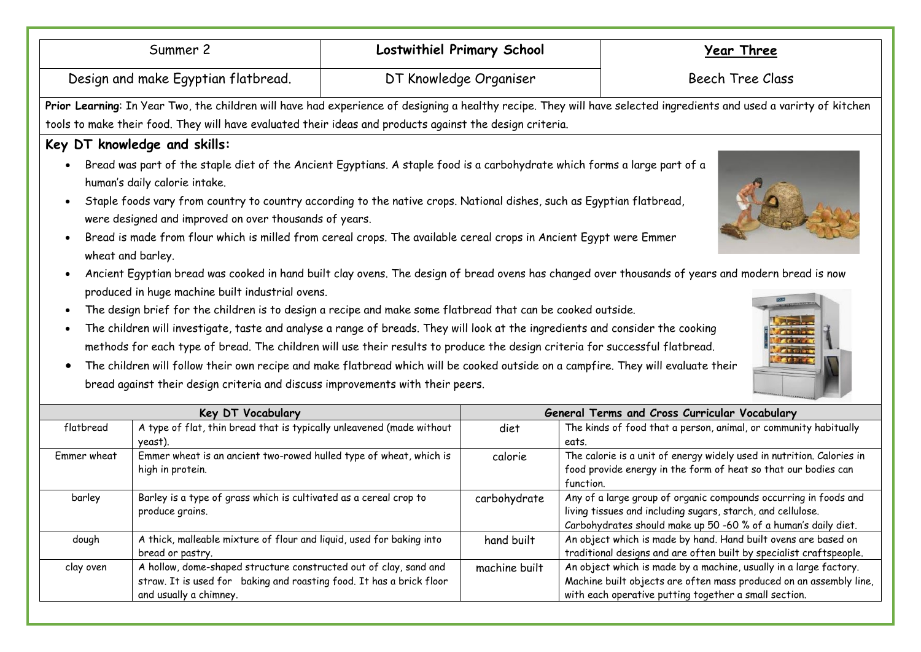| Summer 2 | **Lostwithiel Primary School** | **Year Three** |
|---|---|---|
| Design and make Egyptian flatbread. | DT Knowledge Organiser | Beech Tree Class |

**Prior Learning**: In Year Two, the children will have had experience of designing a healthy recipe. They will have selected ingredients and used a varirty of kitchen tools to make their food. They will have evaluated their ideas and products against the design criteria.

## Key DT knowledge and skills:

- Bread was part of the staple diet of the Ancient Egyptians. A staple food is a carbohydrate which forms a large part of a human's daily calorie intake.
- Staple foods vary from country to country according to the native crops. National dishes, such as Egyptian flatbread, were designed and improved on over thousands of years.
- Bread is made from flour which is milled from cereal crops. The available cereal crops in Ancient Egypt were Emmer wheat and barley.
- Ancient Egyptian bread was cooked in hand built clay ovens. The design of bread ovens has changed over thousands of years and modern bread is now produced in huge machine built industrial ovens.
- The design brief for the children is to design a recipe and make some flatbread that can be cooked outside.
- The children will investigate, taste and analyse a range of breads. They will look at the ingredients and consider the cooking methods for each type of bread. The children will use their results to produce the design criteria for successful flatbread.
- The children will follow their own recipe and make flatbread which will be cooked outside on a campfire. They will evaluate their bread against their design criteria and discuss improvements with their peers.

| Key DT Vocabulary | | General Terms and Cross Curricular Vocabulary | |
|---|---|---|---|
| flatbread | A type of flat, thin bread that is typically unleavened (made without yeast). | diet | The kinds of food that a person, animal, or community habitually eats. |
| Emmer wheat | Emmer wheat is an ancient two-rowed hulled type of wheat, which is high in protein. | calorie | The calorie is a unit of energy widely used in nutrition. Calories in food provide energy in the form of heat so that our bodies can function. |
| barley | Barley is a type of grass which is cultivated as a cereal crop to produce grains. | carbohydrate | Any of a large group of organic compounds occurring in foods and living tissues and including sugars, starch, and cellulose. Carbohydrates should make up 50 -60 % of a human's daily diet. |
| dough | A thick, malleable mixture of flour and liquid, used for baking into bread or pastry. | hand built | An object which is made by hand. Hand built ovens are based on traditional designs and are often built by specialist craftspeople. |
| clay oven | A hollow, dome-shaped structure constructed out of clay, sand and straw. It is used for baking and roasting food. It has a brick floor and usually a chimney. | machine built | An object which is made by a machine, usually in a large factory. Machine built objects are often mass produced on an assembly line, with each operative putting together a small section. |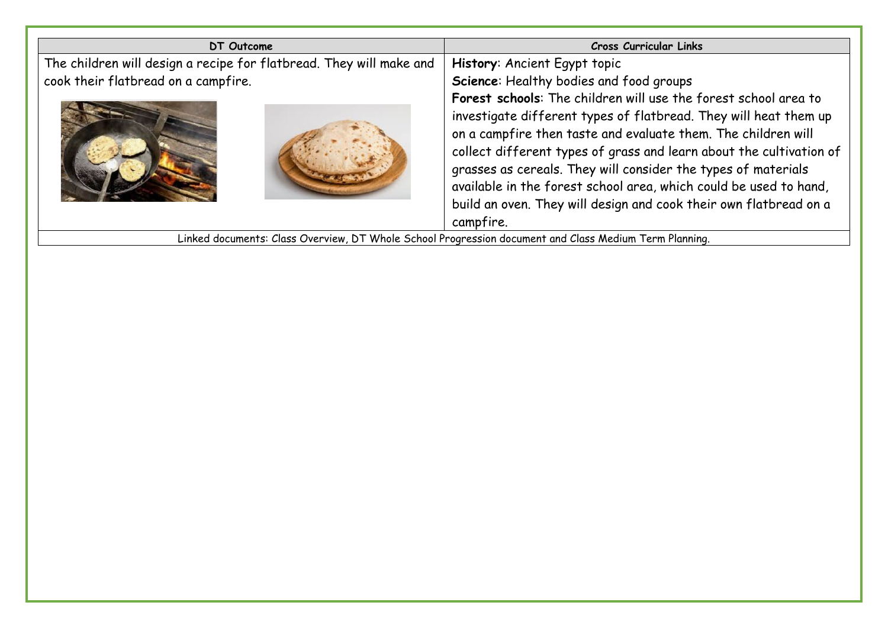| DT Outcome | Cross Curricular Links |
| --- | --- |
| The children will design a recipe for flatbread. They will make and cook their flatbread on a campfire. | **History**: Ancient Egypt topic<br>**Science**: Healthy bodies and food groups<br>**Forest schools**: The children will use the forest school area to investigate different types of flatbread. They will heat them up on a campfire then taste and evaluate them. The children will collect different types of grass and learn about the cultivation of grasses as cereals. They will consider the types of materials available in the forest school area, which could be used to hand, build an oven. They will design and cook their own flatbread on a campfire. |
| Linked documents: Class Overview, DT Whole School Progression document and Class Medium Term Planning. | |